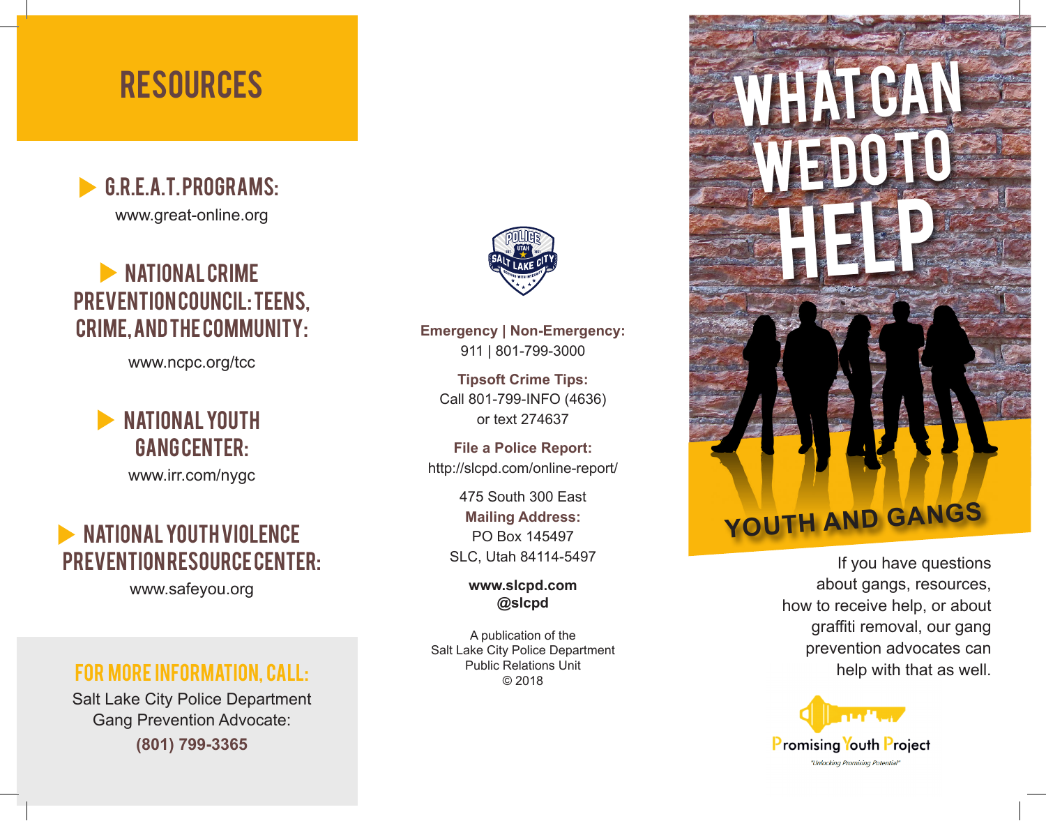# RESOURCES

### G.R.E.A.T. PROGRAMS:

www.great-online.org

### NATIONAL CRIME PREVENTION COUNCIL: TEENS, CRIME, AND THE COMMUNITY:

www.ncpc.org/tcc

### NATIONAL YOUTH GANG CENTER:

www.irr.com/nygc

### NATIONAL YOUTH VIOLENCE PREVENTION RESOURCE CENTER:

www.safeyou.org

## FOR MORE INFORMATION, CALL:

Salt Lake City Police Department
Gang Prevention Advocate:
**(801) 799-3365**

---

**Emergency | Non-Emergency:**
911 | 801-799-3000

**Tipsoft Crime Tips:**
Call 801-799-INFO (4636)
or text 274637

**File a Police Report:**
http://slcpd.com/online-report/

475 South 300 East
**Mailing Address:**
PO Box 145497
SLC, Utah 84114-5497

**www.slcpd.com**
**@slcpd**

A publication of the
Salt Lake City Police Department
Public Relations Unit
© 2018

---

# WHAT CAN WE DO TO HELP

## YOUTH AND GANGS

If you have questions about gangs, resources, how to receive help, or about graffiti removal, our gang prevention advocates can help with that as well.

Promising Youth Project
*"Unlocking Promising Potential"*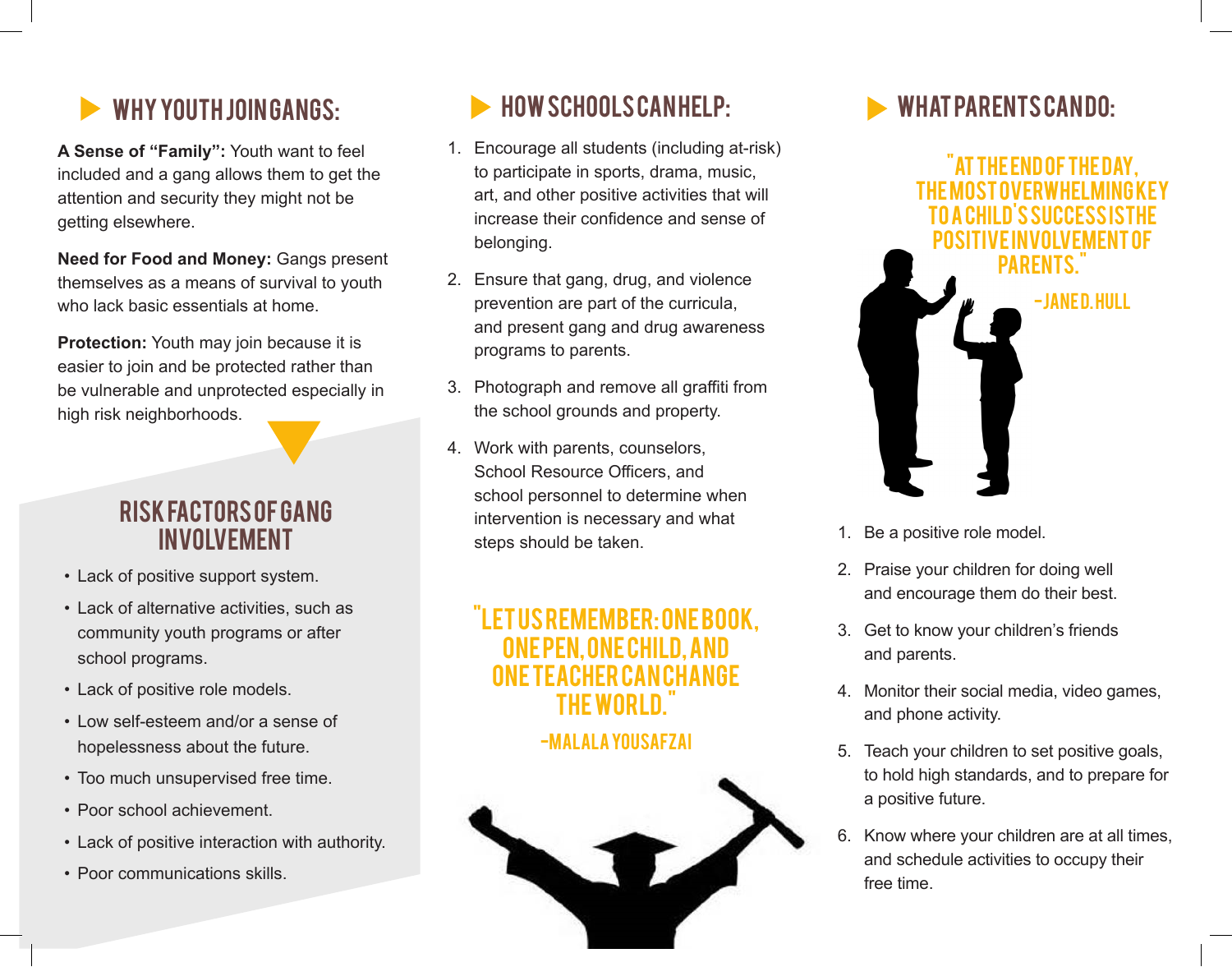## WHY YOUTH JOIN GANGS:

**A Sense of "Family":** Youth want to feel included and a gang allows them to get the attention and security they might not be getting elsewhere.

**Need for Food and Money:** Gangs present themselves as a means of survival to youth who lack basic essentials at home.

**Protection:** Youth may join because it is easier to join and be protected rather than be vulnerable and unprotected especially in high risk neighborhoods.

### RISK FACTORS OF GANG INVOLVEMENT

- Lack of positive support system.
- Lack of alternative activities, such as community youth programs or after school programs.
- Lack of positive role models.
- Low self-esteem and/or a sense of hopelessness about the future.
- Too much unsupervised free time.
- Poor school achievement.
- Lack of positive interaction with authority.
- Poor communications skills.

## HOW SCHOOLS CAN HELP:

1. Encourage all students (including at-risk) to participate in sports, drama, music, art, and other positive activities that will increase their confidence and sense of belonging.
2. Ensure that gang, drug, and violence prevention are part of the curricula, and present gang and drug awareness programs to parents.
3. Photograph and remove all graffiti from the school grounds and property.
4. Work with parents, counselors, School Resource Officers, and school personnel to determine when intervention is necessary and what steps should be taken.

"LET US REMEMBER: ONE BOOK, ONE PEN, ONE CHILD, AND ONE TEACHER CAN CHANGE THE WORLD."

-MALALA YOUSAFZAI

## WHAT PARENTS CAN DO:

"AT THE END OF THE DAY, THE MOST OVERWHELMING KEY TO A CHILD'S SUCCESS IS THE POSITIVE INVOLVEMENT OF PARENTS."

-JANE D. HULL

1. Be a positive role model.
2. Praise your children for doing well and encourage them do their best.
3. Get to know your children's friends and parents.
4. Monitor their social media, video games, and phone activity.
5. Teach your children to set positive goals, to hold high standards, and to prepare for a positive future.
6. Know where your children are at all times, and schedule activities to occupy their free time.